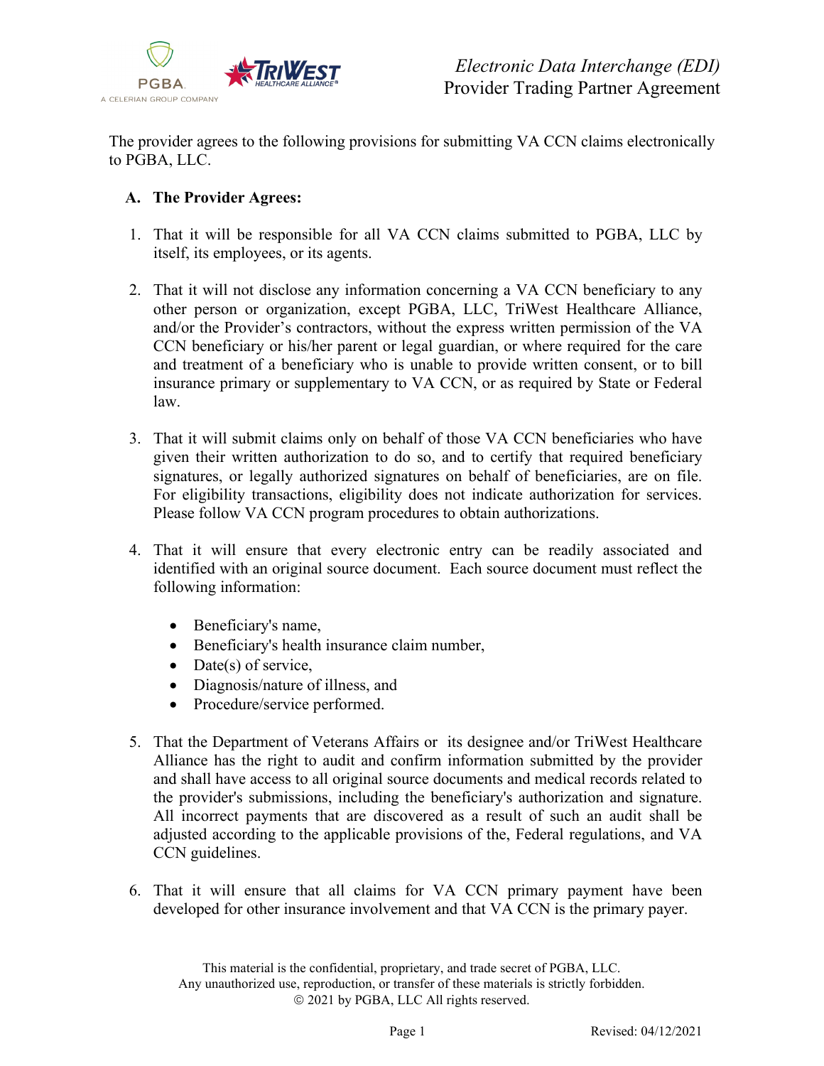# Electronic Data Interchange (EDI) Provider Trading Partner Agreement

The provider agrees to the following provisions for submitting VA CCN claims electronically to PGBA, LLC.

**A. The Provider Agrees:**

1. That it will be responsible for all VA CCN claims submitted to PGBA, LLC by itself, its employees, or its agents.

2. That it will not disclose any information concerning a VA CCN beneficiary to any other person or organization, except PGBA, LLC, TriWest Healthcare Alliance, and/or the Provider's contractors, without the express written permission of the VA CCN beneficiary or his/her parent or legal guardian, or where required for the care and treatment of a beneficiary who is unable to provide written consent, or to bill insurance primary or supplementary to VA CCN, or as required by State or Federal law.

3. That it will submit claims only on behalf of those VA CCN beneficiaries who have given their written authorization to do so, and to certify that required beneficiary signatures, or legally authorized signatures on behalf of beneficiaries, are on file. For eligibility transactions, eligibility does not indicate authorization for services. Please follow VA CCN program procedures to obtain authorizations.

4. That it will ensure that every electronic entry can be readily associated and identified with an original source document. Each source document must reflect the following information:

   - Beneficiary's name,
   - Beneficiary's health insurance claim number,
   - Date(s) of service,
   - Diagnosis/nature of illness, and
   - Procedure/service performed.

5. That the Department of Veterans Affairs or its designee and/or TriWest Healthcare Alliance has the right to audit and confirm information submitted by the provider and shall have access to all original source documents and medical records related to the provider's submissions, including the beneficiary's authorization and signature. All incorrect payments that are discovered as a result of such an audit shall be adjusted according to the applicable provisions of the, Federal regulations, and VA CCN guidelines.

6. That it will ensure that all claims for VA CCN primary payment have been developed for other insurance involvement and that VA CCN is the primary payer.

This material is the confidential, proprietary, and trade secret of PGBA, LLC.
Any unauthorized use, reproduction, or transfer of these materials is strictly forbidden.
© 2021 by PGBA, LLC All rights reserved.

Revised: 04/12/2021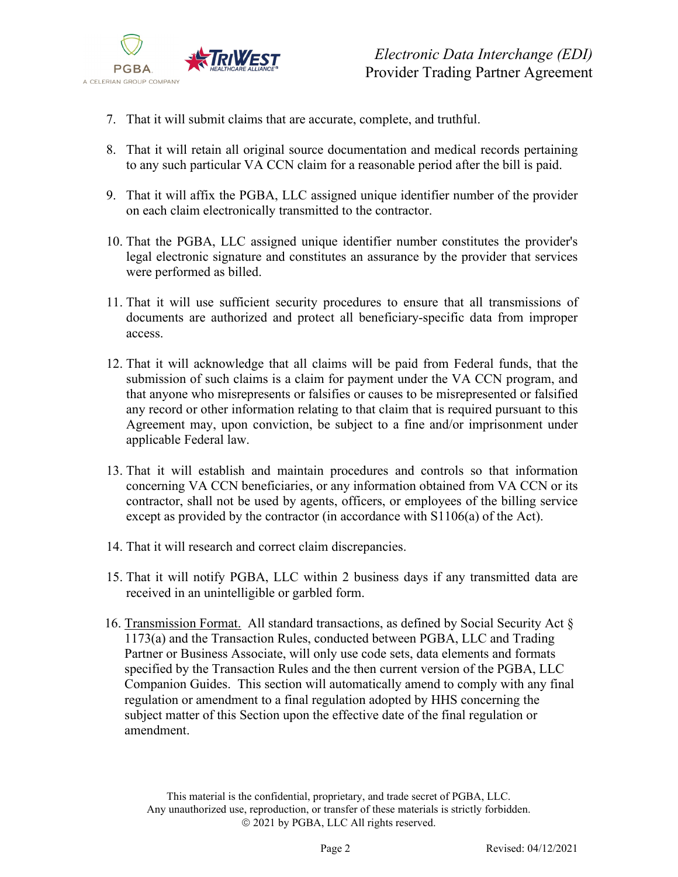7. That it will submit claims that are accurate, complete, and truthful.

8. That it will retain all original source documentation and medical records pertaining to any such particular VA CCN claim for a reasonable period after the bill is paid.

9. That it will affix the PGBA, LLC assigned unique identifier number of the provider on each claim electronically transmitted to the contractor.

10. That the PGBA, LLC assigned unique identifier number constitutes the provider's legal electronic signature and constitutes an assurance by the provider that services were performed as billed.

11. That it will use sufficient security procedures to ensure that all transmissions of documents are authorized and protect all beneficiary-specific data from improper access.

12. That it will acknowledge that all claims will be paid from Federal funds, that the submission of such claims is a claim for payment under the VA CCN program, and that anyone who misrepresents or falsifies or causes to be misrepresented or falsified any record or other information relating to that claim that is required pursuant to this Agreement may, upon conviction, be subject to a fine and/or imprisonment under applicable Federal law.

13. That it will establish and maintain procedures and controls so that information concerning VA CCN beneficiaries, or any information obtained from VA CCN or its contractor, shall not be used by agents, officers, or employees of the billing service except as provided by the contractor (in accordance with S1106(a) of the Act).

14. That it will research and correct claim discrepancies.

15. That it will notify PGBA, LLC within 2 business days if any transmitted data are received in an unintelligible or garbled form.

16. Transmission Format. All standard transactions, as defined by Social Security Act § 1173(a) and the Transaction Rules, conducted between PGBA, LLC and Trading Partner or Business Associate, will only use code sets, data elements and formats specified by the Transaction Rules and the then current version of the PGBA, LLC Companion Guides. This section will automatically amend to comply with any final regulation or amendment to a final regulation adopted by HHS concerning the subject matter of this Section upon the effective date of the final regulation or amendment.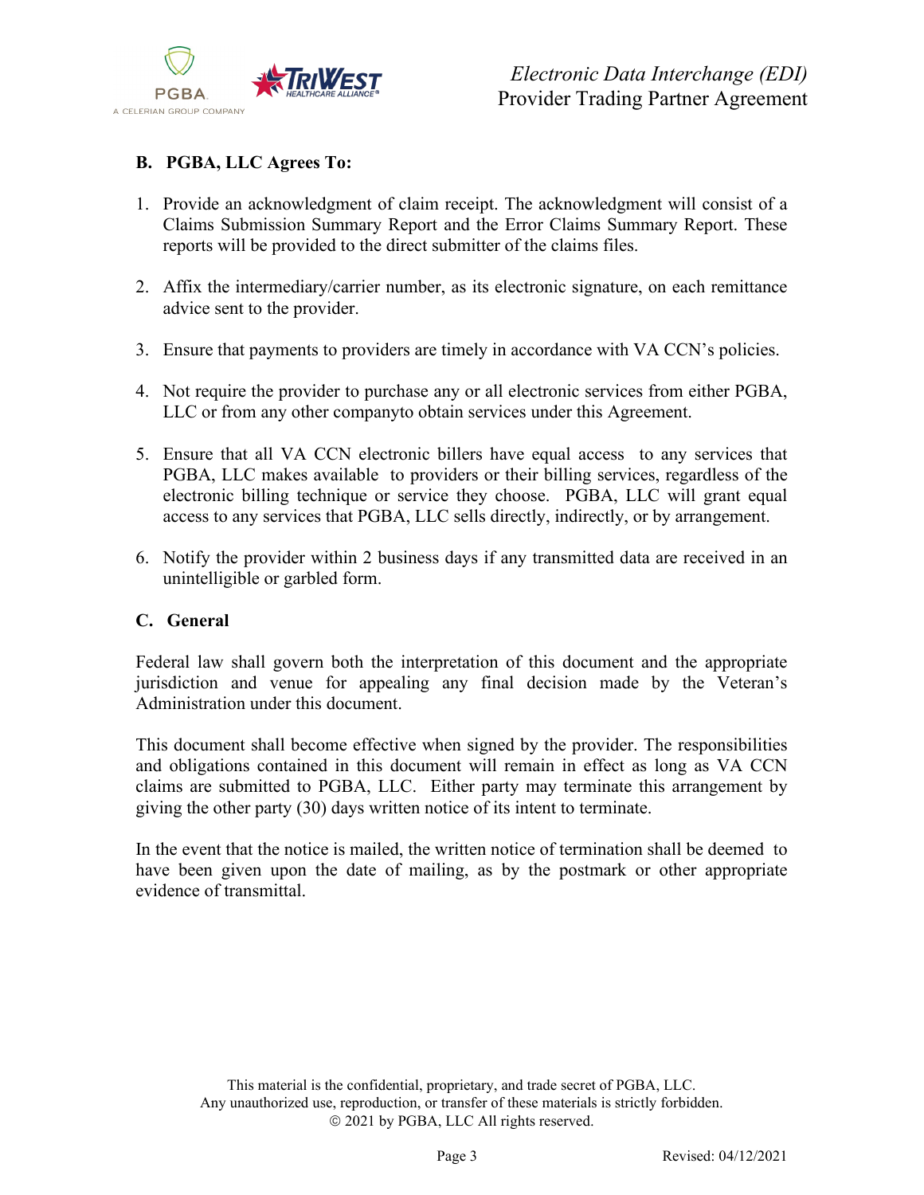### B. PGBA, LLC Agrees To:

1. Provide an acknowledgment of claim receipt. The acknowledgment will consist of a Claims Submission Summary Report and the Error Claims Summary Report. These reports will be provided to the direct submitter of the claims files.

2. Affix the intermediary/carrier number, as its electronic signature, on each remittance advice sent to the provider.

3. Ensure that payments to providers are timely in accordance with VA CCN's policies.

4. Not require the provider to purchase any or all electronic services from either PGBA, LLC or from any other companyto obtain services under this Agreement.

5. Ensure that all VA CCN electronic billers have equal access to any services that PGBA, LLC makes available to providers or their billing services, regardless of the electronic billing technique or service they choose. PGBA, LLC will grant equal access to any services that PGBA, LLC sells directly, indirectly, or by arrangement.

6. Notify the provider within 2 business days if any transmitted data are received in an unintelligible or garbled form.

### C. General

Federal law shall govern both the interpretation of this document and the appropriate jurisdiction and venue for appealing any final decision made by the Veteran's Administration under this document.

This document shall become effective when signed by the provider. The responsibilities and obligations contained in this document will remain in effect as long as VA CCN claims are submitted to PGBA, LLC. Either party may terminate this arrangement by giving the other party (30) days written notice of its intent to terminate.

In the event that the notice is mailed, the written notice of termination shall be deemed to have been given upon the date of mailing, as by the postmark or other appropriate evidence of transmittal.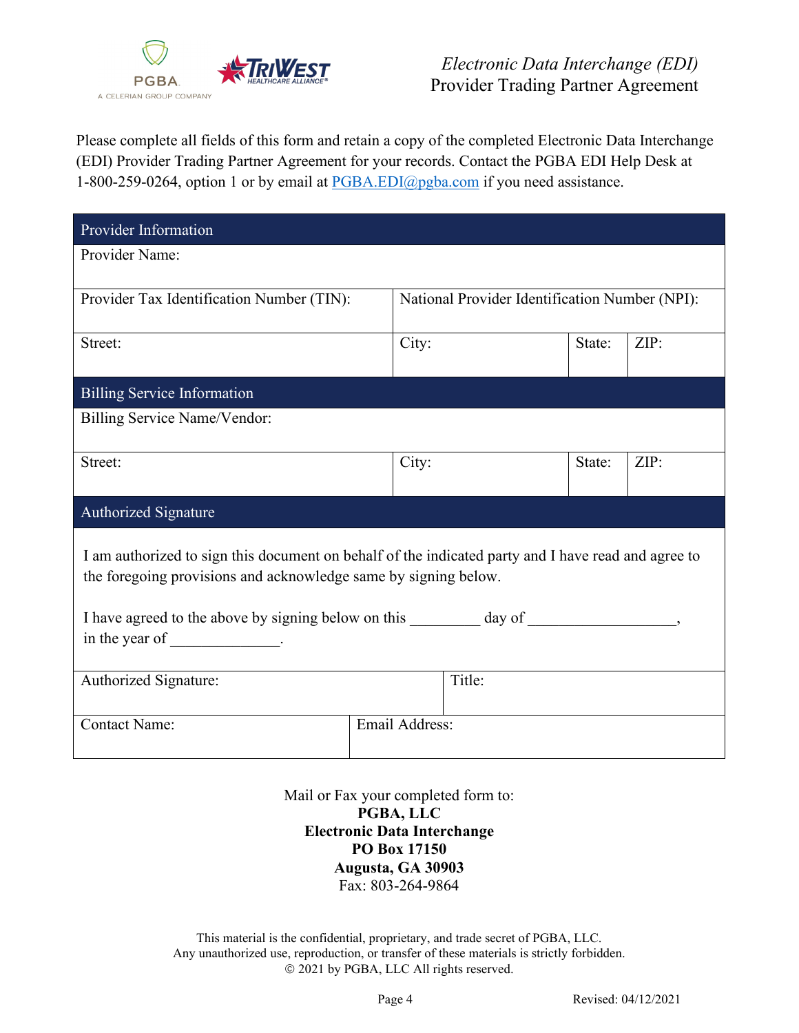*Electronic Data Interchange (EDI)*
Provider Trading Partner Agreement

Please complete all fields of this form and retain a copy of the completed Electronic Data Interchange (EDI) Provider Trading Partner Agreement for your records. Contact the PGBA EDI Help Desk at 1-800-259-0264, option 1 or by email at PGBA.EDI@pgba.com if you need assistance.

| Provider Information | | | |
|---|---|---|---|
| Provider Name: | | | |
| Provider Tax Identification Number (TIN): | National Provider Identification Number (NPI): | | |
| Street: | City: | State: | ZIP: |

| Billing Service Information | | | |
|---|---|---|---|
| Billing Service Name/Vendor: | | | |
| Street: | City: | State: | ZIP: |

**Authorized Signature**

I am authorized to sign this document on behalf of the indicated party and I have read and agree to the foregoing provisions and acknowledge same by signing below.

I have agreed to the above by signing below on this _________ day of __________________, in the year of ______________.

| | |
|---|---|
| Authorized Signature: | Title: |
| Contact Name: | Email Address: |

Mail or Fax your completed form to:
**PGBA, LLC**
**Electronic Data Interchange**
**PO Box 17150**
**Augusta, GA 30903**
Fax: 803-264-9864

This material is the confidential, proprietary, and trade secret of PGBA, LLC.
Any unauthorized use, reproduction, or transfer of these materials is strictly forbidden.
© 2021 by PGBA, LLC All rights reserved.

Revised: 04/12/2021